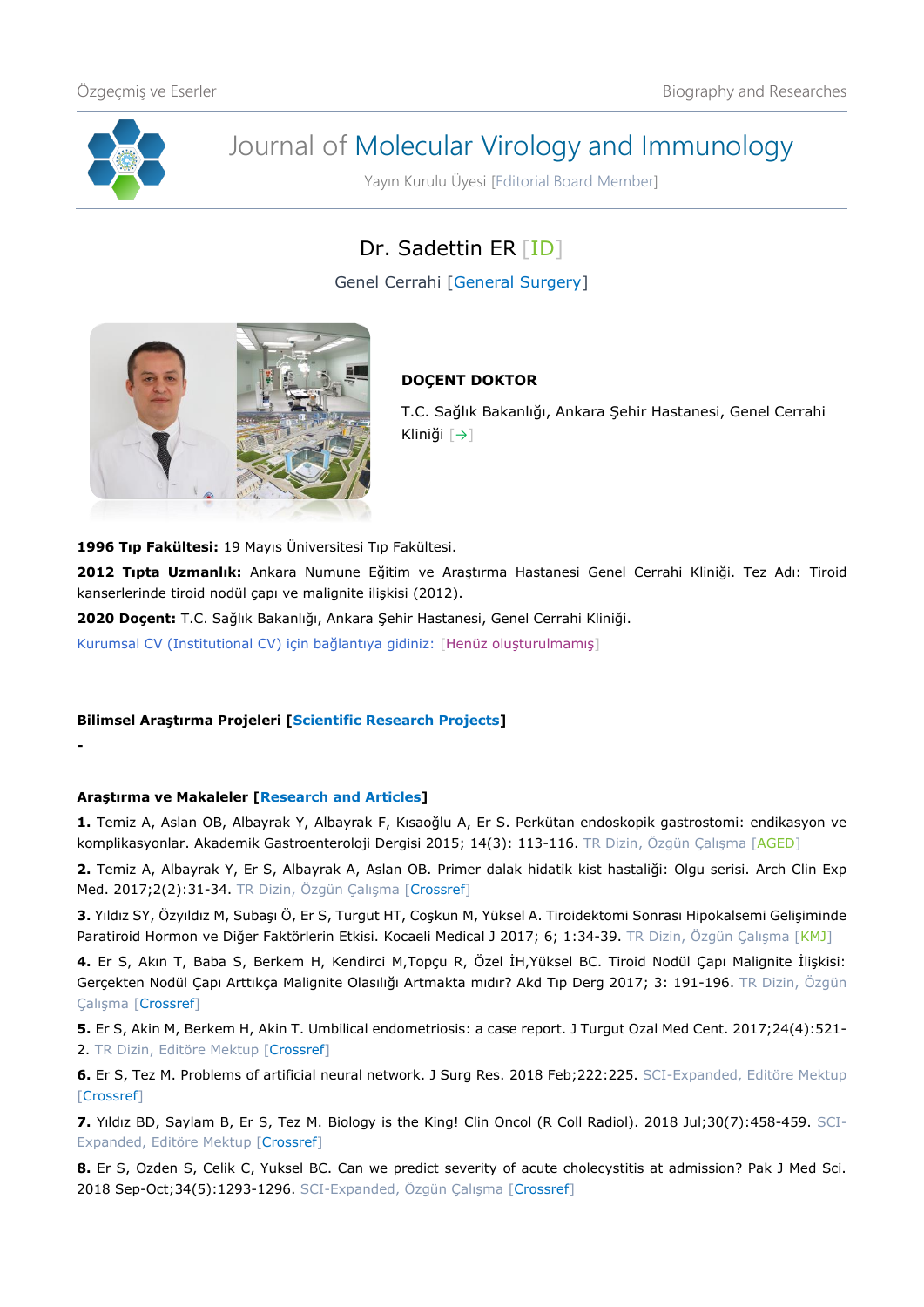# Journal of Molecular Virology and Immunology

Yayın Kurulu Üyesi [Editorial Board Member]

## Dr. Sadettin ER [ID]

Genel Cerrahi [General Surgery]

**DOÇENT DOKTOR**

T.C. Sağlık Bakanlığı, Ankara Şehir Hastanesi, Genel Cerrahi Kliniği [→]

**1996 Tıp Fakültesi:** 19 Mayıs Üniversitesi Tıp Fakültesi.

**2012 Tıpta Uzmanlık:** Ankara Numune Eğitim ve Araştırma Hastanesi Genel Cerrahi Kliniği. Tez Adı: Tiroid kanserlerinde tiroid nodül çapı ve malignite ilişkisi (2012).

**2020 Doçent:** T.C. Sağlık Bakanlığı, Ankara Şehir Hastanesi, Genel Cerrahi Kliniği.

Kurumsal CV (Institutional CV) için bağlantıya gidiniz: [Henüz oluşturulmamış]

**Bilimsel Araştırma Projeleri [Scientific Research Projects]**

-

**Araştırma ve Makaleler [Research and Articles]**

**1.** Temiz A, Aslan OB, Albayrak Y, Albayrak F, Kısaoğlu A, Er S. Perkütan endoskopik gastrostomi: endikasyon ve komplikasyonlar. Akademik Gastroenteroloji Dergisi 2015; 14(3): 113-116. TR Dizin, Özgün Çalışma [AGED]

**2.** Temiz A, Albayrak Y, Er S, Albayrak A, Aslan OB. Primer dalak hidatik kist hastaliği: Olgu serisi. Arch Clin Exp Med. 2017;2(2):31-34. TR Dizin, Özgün Çalışma [Crossref]

**3.** Yıldız SY, Özyıldız M, Subaşı Ö, Er S, Turgut HT, Coşkun M, Yüksel A. Tiroidektomi Sonrası Hipokalsemi Gelişiminde Paratiroid Hormon ve Diğer Faktörlerin Etkisi. Kocaeli Medical J 2017; 6; 1:34-39. TR Dizin, Özgün Çalışma [KMJ]

**4.** Er S, Akın T, Baba S, Berkem H, Kendirci M,Topçu R, Özel İH,Yüksel BC. Tiroid Nodül Çapı Malignite İlişkisi: Gerçekten Nodül Çapı Arttıkça Malignite Olasılığı Artmakta mıdır? Akd Tıp Derg 2017; 3: 191-196. TR Dizin, Özgün Çalışma [Crossref]

**5.** Er S, Akin M, Berkem H, Akin T. Umbilical endometriosis: a case report. J Turgut Ozal Med Cent. 2017;24(4):521-2. TR Dizin, Editöre Mektup [Crossref]

**6.** Er S, Tez M. Problems of artificial neural network. J Surg Res. 2018 Feb;222:225. SCI-Expanded, Editöre Mektup [Crossref]

**7.** Yıldız BD, Saylam B, Er S, Tez M. Biology is the King! Clin Oncol (R Coll Radiol). 2018 Jul;30(7):458-459. SCI-Expanded, Editöre Mektup [Crossref]

**8.** Er S, Ozden S, Celik C, Yuksel BC. Can we predict severity of acute cholecystitis at admission? Pak J Med Sci. 2018 Sep-Oct;34(5):1293-1296. SCI-Expanded, Özgün Çalışma [Crossref]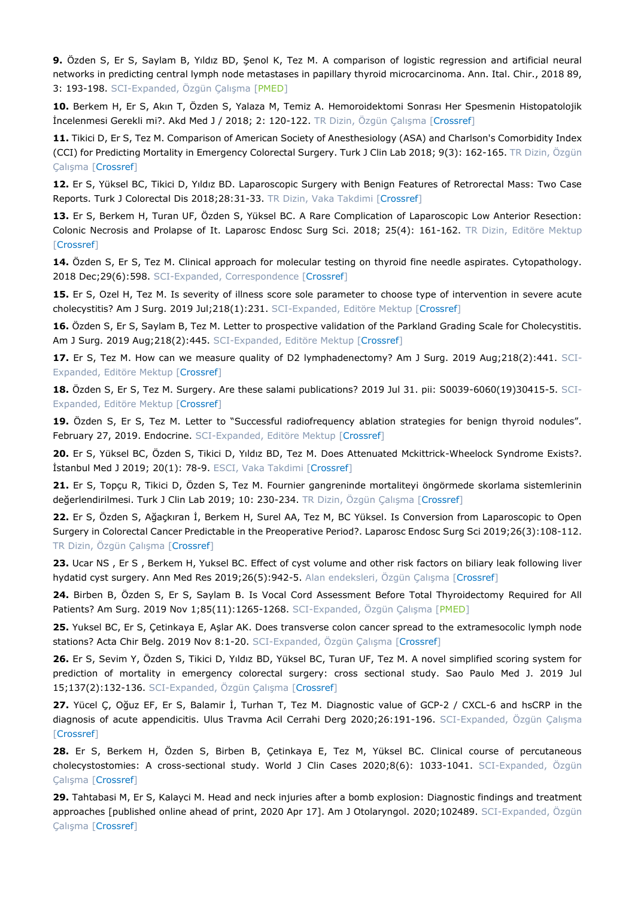**9.** Özden S, Er S, Saylam B, Yıldız BD, Şenol K, Tez M. A comparison of logistic regression and artificial neural networks in predicting central lymph node metastases in papillary thyroid microcarcinoma. Ann. Ital. Chir., 2018 89, 3: 193-198. SCI-Expanded, Özgün Çalışma [PMED]

**10.** Berkem H, Er S, Akın T, Özden S, Yalaza M, Temiz A. Hemoroidektomi Sonrası Her Spesmenin Histopatolojik İncelenmesi Gerekli mi?. Akd Med J / 2018; 2: 120-122. TR Dizin, Özgün Çalışma [Crossref]

**11.** Tikici D, Er S, Tez M. Comparison of American Society of Anesthesiology (ASA) and Charlson's Comorbidity Index (CCI) for Predicting Mortality in Emergency Colorectal Surgery. Turk J Clin Lab 2018; 9(3): 162-165. TR Dizin, Özgün Çalışma [Crossref]

**12.** Er S, Yüksel BC, Tikici D, Yıldız BD. Laparoscopic Surgery with Benign Features of Retrorectal Mass: Two Case Reports. Turk J Colorectal Dis 2018;28:31-33. TR Dizin, Vaka Takdimi [Crossref]

**13.** Er S, Berkem H, Turan UF, Özden S, Yüksel BC. A Rare Complication of Laparoscopic Low Anterior Resection: Colonic Necrosis and Prolapse of It. Laparosc Endosc Surg Sci. 2018; 25(4): 161-162. TR Dizin, Editöre Mektup [Crossref]

**14.** Özden S, Er S, Tez M. Clinical approach for molecular testing on thyroid fine needle aspirates. Cytopathology. 2018 Dec;29(6):598. SCI-Expanded, Correspondence [Crossref]

**15.** Er S, Ozel H, Tez M. Is severity of illness score sole parameter to choose type of intervention in severe acute cholecystitis? Am J Surg. 2019 Jul;218(1):231. SCI-Expanded, Editöre Mektup [Crossref]

**16.** Özden S, Er S, Saylam B, Tez M. Letter to prospective validation of the Parkland Grading Scale for Cholecystitis. Am J Surg. 2019 Aug;218(2):445. SCI-Expanded, Editöre Mektup [Crossref]

**17.** Er S, Tez M. How can we measure quality of D2 lymphadenectomy? Am J Surg. 2019 Aug;218(2):441. SCI-Expanded, Editöre Mektup [Crossref]

**18.** Özden S, Er S, Tez M. Surgery. Are these salami publications? 2019 Jul 31. pii: S0039-6060(19)30415-5. SCI-Expanded, Editöre Mektup [Crossref]

**19.** Özden S, Er S, Tez M. Letter to "Successful radiofrequency ablation strategies for benign thyroid nodules". February 27, 2019. Endocrine. SCI-Expanded, Editöre Mektup [Crossref]

**20.** Er S, Yüksel BC, Özden S, Tikici D, Yıldız BD, Tez M. Does Attenuated Mckittrick-Wheelock Syndrome Exists?. İstanbul Med J 2019; 20(1): 78-9. ESCI, Vaka Takdimi [Crossref]

**21.** Er S, Topçu R, Tikici D, Özden S, Tez M. Fournier gangreninde mortaliteyi öngörmede skorlama sistemlerinin değerlendirilmesi. Turk J Clin Lab 2019; 10: 230-234. TR Dizin, Özgün Çalışma [Crossref]

**22.** Er S, Özden S, Ağaçkıran İ, Berkem H, Surel AA, Tez M, BC Yüksel. Is Conversion from Laparoscopic to Open Surgery in Colorectal Cancer Predictable in the Preoperative Period?. Laparosc Endosc Surg Sci 2019;26(3):108-112. TR Dizin, Özgün Çalışma [Crossref]

**23.** Ucar NS , Er S , Berkem H, Yuksel BC. Effect of cyst volume and other risk factors on biliary leak following liver hydatid cyst surgery. Ann Med Res 2019;26(5):942-5. Alan endeksleri, Özgün Çalışma [Crossref]

**24.** Birben B, Özden S, Er S, Saylam B. Is Vocal Cord Assessment Before Total Thyroidectomy Required for All Patients? Am Surg. 2019 Nov 1;85(11):1265-1268. SCI-Expanded, Özgün Çalışma [PMED]

**25.** Yuksel BC, Er S, Çetinkaya E, Aşlar AK. Does transverse colon cancer spread to the extramesocolic lymph node stations? Acta Chir Belg. 2019 Nov 8:1-20. SCI-Expanded, Özgün Çalışma [Crossref]

**26.** Er S, Sevim Y, Özden S, Tikici D, Yıldız BD, Yüksel BC, Turan UF, Tez M. A novel simplified scoring system for prediction of mortality in emergency colorectal surgery: cross sectional study. Sao Paulo Med J. 2019 Jul 15;137(2):132-136. SCI-Expanded, Özgün Çalışma [Crossref]

**27.** Yücel Ç, Oğuz EF, Er S, Balamir İ, Turhan T, Tez M. Diagnostic value of GCP-2 / CXCL-6 and hsCRP in the diagnosis of acute appendicitis. Ulus Travma Acil Cerrahi Derg 2020;26:191-196. SCI-Expanded, Özgün Çalışma [Crossref]

**28.** Er S, Berkem H, Özden S, Birben B, Çetinkaya E, Tez M, Yüksel BC. Clinical course of percutaneous cholecystostomies: A cross-sectional study. World J Clin Cases 2020;8(6): 1033-1041. SCI-Expanded, Özgün Çalışma [Crossref]

**29.** Tahtabasi M, Er S, Kalayci M. Head and neck injuries after a bomb explosion: Diagnostic findings and treatment approaches [published online ahead of print, 2020 Apr 17]. Am J Otolaryngol. 2020;102489. SCI-Expanded, Özgün Çalışma [Crossref]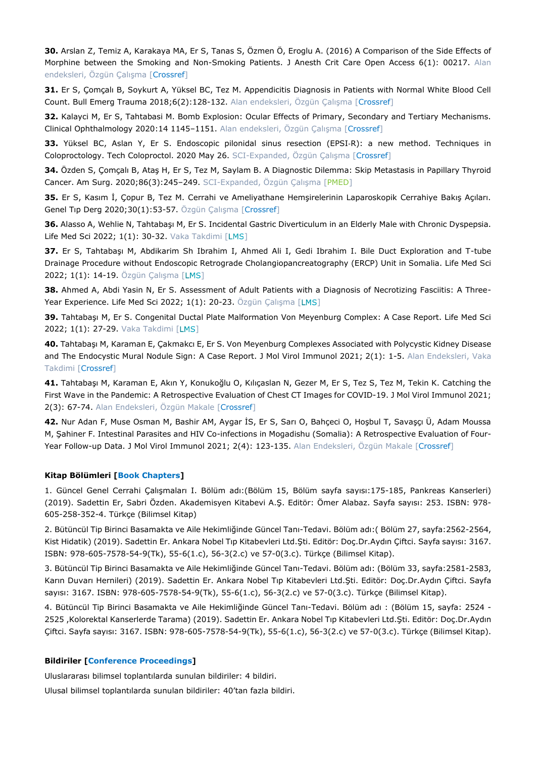**30.** Arslan Z, Temiz A, Karakaya MA, Er S, Tanas S, Özmen Ö, Eroglu A. (2016) A Comparison of the Side Effects of Morphine between the Smoking and Non-Smoking Patients. J Anesth Crit Care Open Access 6(1): 00217. Alan endeksleri, Özgün Çalışma [Crossref]

**31.** Er S, Çomçalı B, Soykurt A, Yüksel BC, Tez M. Appendicitis Diagnosis in Patients with Normal White Blood Cell Count. Bull Emerg Trauma 2018;6(2):128-132. Alan endeksleri, Özgün Çalışma [Crossref]

**32.** Kalayci M, Er S, Tahtabasi M. Bomb Explosion: Ocular Effects of Primary, Secondary and Tertiary Mechanisms. Clinical Ophthalmology 2020:14 1145–1151. Alan endeksleri, Özgün Çalışma [Crossref]

**33.** Yüksel BC, Aslan Y, Er S. Endoscopic pilonidal sinus resection (EPSI-R): a new method. Techniques in Coloproctology. Tech Coloproctol. 2020 May 26. SCI-Expanded, Özgün Çalışma [Crossref]

**34.** Özden S, Çomçalı B, Ataş H, Er S, Tez M, Saylam B. A Diagnostic Dilemma: Skip Metastasis in Papillary Thyroid Cancer. Am Surg. 2020;86(3):245–249. SCI-Expanded, Özgün Çalışma [PMED]

**35.** Er S, Kasım İ, Çopur B, Tez M. Cerrahi ve Ameliyathane Hemşirelerinin Laparoskopik Cerrahiye Bakış Açıları. Genel Tıp Derg 2020;30(1):53-57. Özgün Çalışma [Crossref]

**36.** Alasso A, Wehlie N, Tahtabaşı M, Er S. Incidental Gastric Diverticulum in an Elderly Male with Chronic Dyspepsia. Life Med Sci 2022; 1(1): 30-32. Vaka Takdimi [LMS]

**37.** Er S, Tahtabaşı M, Abdikarim Sh Ibrahim I, Ahmed Ali I, Gedi Ibrahim I. Bile Duct Exploration and T-tube Drainage Procedure without Endoscopic Retrograde Cholangiopancreatography (ERCP) Unit in Somalia. Life Med Sci 2022; 1(1): 14-19. Özgün Çalışma [LMS]

**38.** Ahmed A, Abdi Yasin N, Er S. Assessment of Adult Patients with a Diagnosis of Necrotizing Fasciitis: A Three-Year Experience. Life Med Sci 2022; 1(1): 20-23. Özgün Çalışma [LMS]

**39.** Tahtabaşı M, Er S. Congenital Ductal Plate Malformation Von Meyenburg Complex: A Case Report. Life Med Sci 2022; 1(1): 27-29. Vaka Takdimi [LMS]

**40.** Tahtabaşı M, Karaman E, Çakmakcı E, Er S. Von Meyenburg Complexes Associated with Polycystic Kidney Disease and The Endocystic Mural Nodule Sign: A Case Report. J Mol Virol Immunol 2021; 2(1): 1-5. Alan Endeksleri, Vaka Takdimi [Crossref]

**41.** Tahtabaşı M, Karaman E, Akın Y, Konukoğlu O, Kılıçaslan N, Gezer M, Er S, Tez S, Tez M, Tekin K. Catching the First Wave in the Pandemic: A Retrospective Evaluation of Chest CT Images for COVID-19. J Mol Virol Immunol 2021; 2(3): 67-74. Alan Endeksleri, Özgün Makale [Crossref]

**42.** Nur Adan F, Muse Osman M, Bashir AM, Aygar İS, Er S, Sarı O, Bahçeci O, Hoşbul T, Savaşçı Ü, Adam Moussa M, Şahiner F. Intestinal Parasites and HIV Co-infections in Mogadishu (Somalia): A Retrospective Evaluation of Four-Year Follow-up Data. J Mol Virol Immunol 2021; 2(4): 123-135. Alan Endeksleri, Özgün Makale [Crossref]

**Kitap Bölümleri [Book Chapters]**

1. Güncel Genel Cerrahi Çalışmaları I. Bölüm adı:(Bölüm 15, Bölüm sayfa sayısı:175-185, Pankreas Kanserleri) (2019). Sadettin Er, Sabri Özden. Akademisyen Kitabevi A.Ş. Editör: Ömer Alabaz. Sayfa sayısı: 253. ISBN: 978-605-258-352-4. Türkçe (Bilimsel Kitap)

2. Bütüncül Tip Birinci Basamakta ve Aile Hekimliğinde Güncel Tanı-Tedavi. Bölüm adı:( Bölüm 27, sayfa:2562-2564, Kist Hidatik) (2019). Sadettin Er. Ankara Nobel Tıp Kitabevleri Ltd.Şti. Editör: Doç.Dr.Aydın Çifftci. Sayfa sayısı: 3167. ISBN: 978-605-7578-54-9(Tk), 55-6(1.c), 56-3(2.c) ve 57-0(3.c). Türkçe (Bilimsel Kitap).

3. Bütüncül Tip Birinci Basamakta ve Aile Hekimliğinde Güncel Tanı-Tedavi. Bölüm adı: (Bölüm 33, sayfa:2581-2583, Karın Duvarı Hernileri) (2019). Sadettin Er. Ankara Nobel Tıp Kitabevleri Ltd.Şti. Editör: Doç.Dr.Aydın Çiftci. Sayfa sayısı: 3167. ISBN: 978-605-7578-54-9(Tk), 55-6(1.c), 56-3(2.c) ve 57-0(3.c). Türkçe (Bilimsel Kitap).

4. Bütüncül Tip Birinci Basamakta ve Aile Hekimliğinde Güncel Tanı-Tedavi. Bölüm adı : (Bölüm 15, sayfa: 2524 - 2525 ,Kolorektal Kanserlerde Tarama) (2019). Sadettin Er. Ankara Nobel Tıp Kitabevleri Ltd.Şti. Editör: Doç.Dr.Aydın Çiftci. Sayfa sayısı: 3167. ISBN: 978-605-7578-54-9(Tk), 55-6(1.c), 56-3(2.c) ve 57-0(3.c). Türkçe (Bilimsel Kitap).

**Bildiriler [Conference Proceedings]**

Uluslararası bilimsel toplantılarda sunulan bildiriler: 4 bildiri.

Ulusal bilimsel toplantılarda sunulan bildiriler: 40'tan fazla bildiri.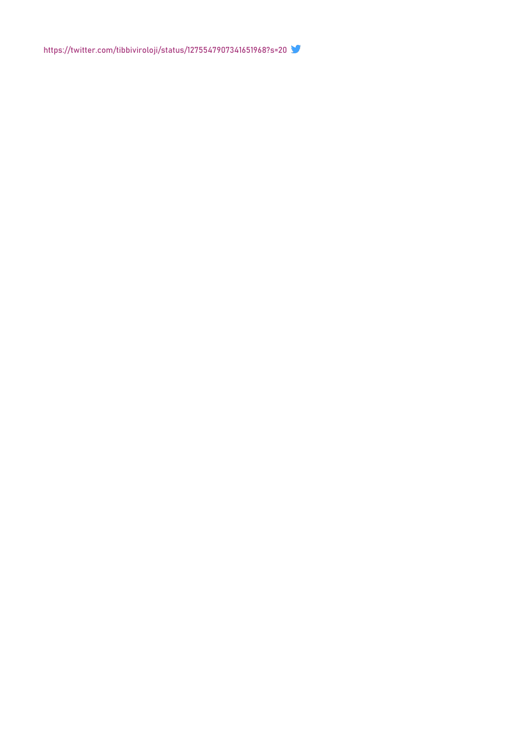https://twitter.com/tibbiviroloji/status/1275547907341651968?s=20